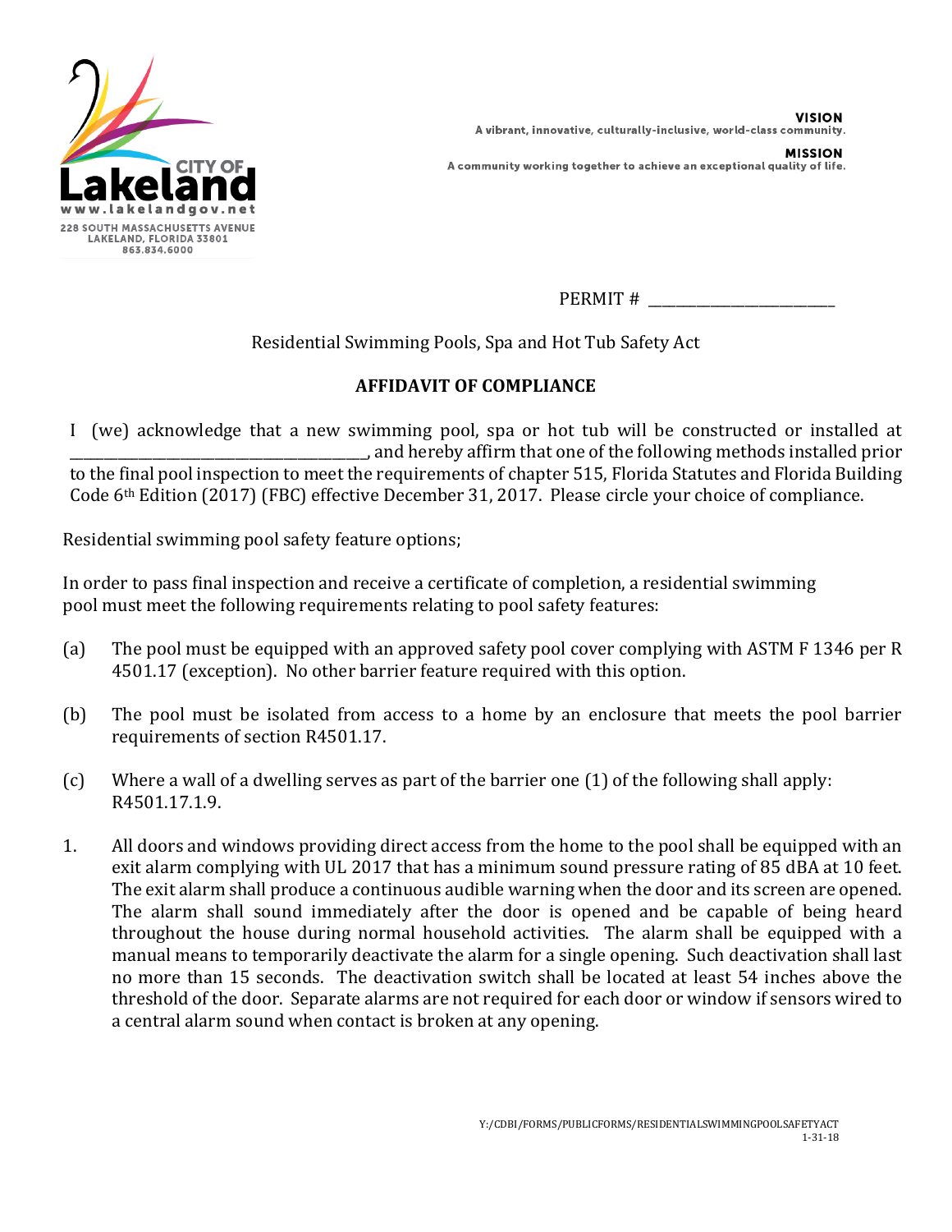CITY OF
# Lakeland

www.lakelandgov.net
228 SOUTH MASSACHUSETTS AVENUE
LAKELAND, FLORIDA 33801
863.834.6000

**VISION**
A vibrant, innovative, culturally-inclusive, world-class community.

**MISSION**
A community working together to achieve an exceptional quality of life.

PERMIT # ________________________

Residential Swimming Pools, Spa and Hot Tub Safety Act

## AFFIDAVIT OF COMPLIANCE

I (we) acknowledge that a new swimming pool, spa or hot tub will be constructed or installed at ______________________________________, and hereby affirm that one of the following methods installed prior to the final pool inspection to meet the requirements of chapter 515, Florida Statutes and Florida Building Code 6th Edition (2017) (FBC) effective December 31, 2017. Please circle your choice of compliance.

Residential swimming pool safety feature options;

In order to pass final inspection and receive a certificate of completion, a residential swimming pool must meet the following requirements relating to pool safety features:

(a) The pool must be equipped with an approved safety pool cover complying with ASTM F 1346 per R 4501.17 (exception). No other barrier feature required with this option.

(b) The pool must be isolated from access to a home by an enclosure that meets the pool barrier requirements of section R4501.17.

(c) Where a wall of a dwelling serves as part of the barrier one (1) of the following shall apply: R4501.17.1.9.

1. All doors and windows providing direct access from the home to the pool shall be equipped with an exit alarm complying with UL 2017 that has a minimum sound pressure rating of 85 dBA at 10 feet. The exit alarm shall produce a continuous audible warning when the door and its screen are opened. The alarm shall sound immediately after the door is opened and be capable of being heard throughout the house during normal household activities. The alarm shall be equipped with a manual means to temporarily deactivate the alarm for a single opening. Such deactivation shall last no more than 15 seconds. The deactivation switch shall be located at least 54 inches above the threshold of the door. Separate alarms are not required for each door or window if sensors wired to a central alarm sound when contact is broken at any opening.

Y:/CDBI/FORMS/PUBLICFORMS/RESIDENTIALSWIMMINGPOOLSAFETYACT
1-31-18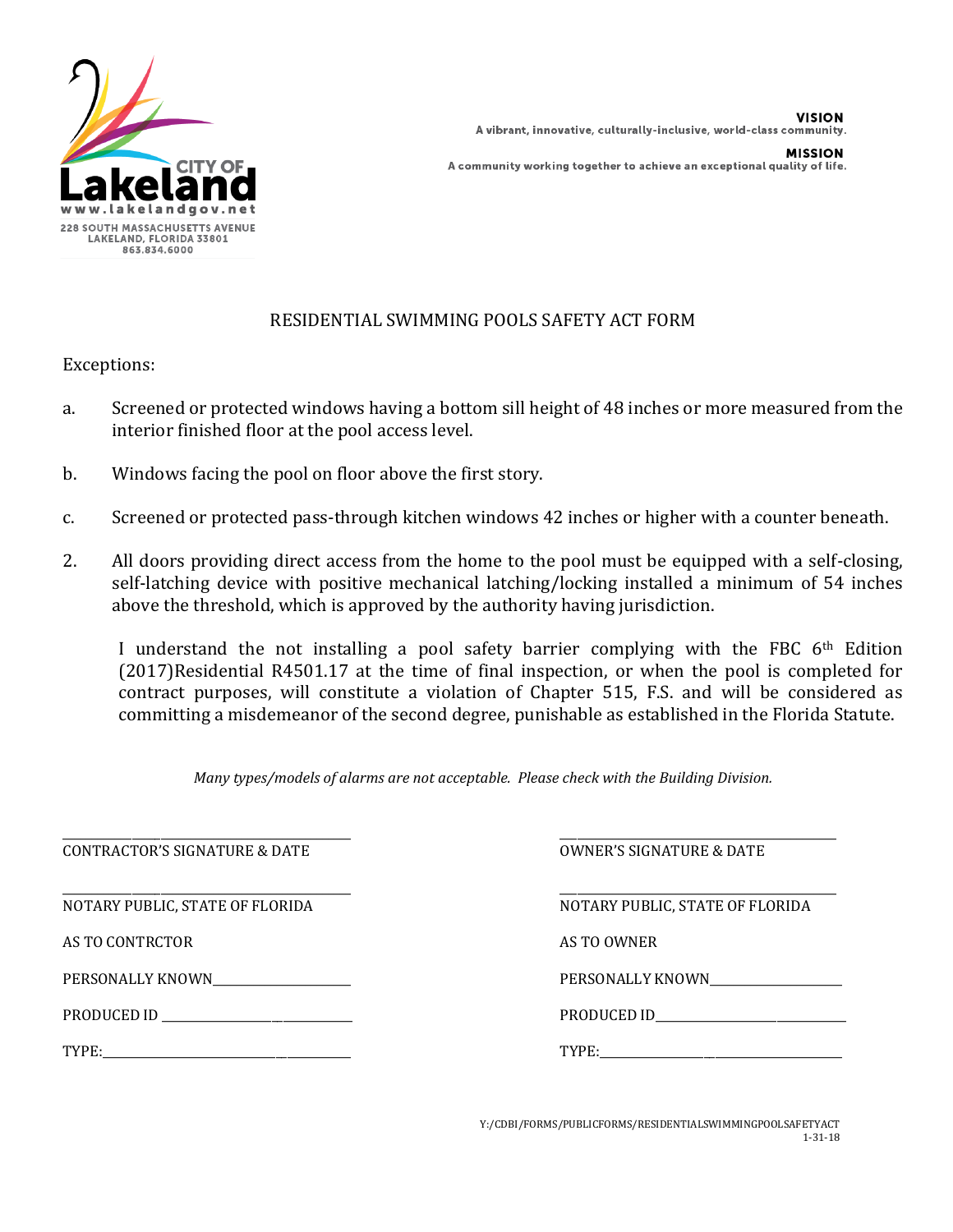CITY OF Lakeland
www.lakelandgov.net
228 SOUTH MASSACHUSETTS AVENUE
LAKELAND, FLORIDA 33801
863.834.6000

**VISION**
A vibrant, innovative, culturally-inclusive, world-class community.

**MISSION**
A community working together to achieve an exceptional quality of life.

RESIDENTIAL SWIMMING POOLS SAFETY ACT FORM

Exceptions:

a. Screened or protected windows having a bottom sill height of 48 inches or more measured from the interior finished floor at the pool access level.

b. Windows facing the pool on floor above the first story.

c. Screened or protected pass-through kitchen windows 42 inches or higher with a counter beneath.

2. All doors providing direct access from the home to the pool must be equipped with a self-closing, self-latching device with positive mechanical latching/locking installed a minimum of 54 inches above the threshold, which is approved by the authority having jurisdiction.

I understand the not installing a pool safety barrier complying with the FBC 6th Edition (2017)Residential R4501.17 at the time of final inspection, or when the pool is completed for contract purposes, will constitute a violation of Chapter 515, F.S. and will be considered as committing a misdemeanor of the second degree, punishable as established in the Florida Statute.

*Many types/models of alarms are not acceptable. Please check with the Building Division.*

_______________________________
CONTRACTOR'S SIGNATURE & DATE

_______________________________
NOTARY PUBLIC, STATE OF FLORIDA

AS TO CONTRCTOR

PERSONALLY KNOWN_______________

PRODUCED ID _______________

TYPE:_______________

_______________________________
OWNER'S SIGNATURE & DATE

_______________________________
NOTARY PUBLIC, STATE OF FLORIDA

AS TO OWNER

PERSONALLY KNOWN_______________

PRODUCED ID_______________

TYPE:_______________

Y:/CDBI/FORMS/PUBLICFORMS/RESIDENTIALSWIMMINGPOOLSAFETYACT
1-31-18